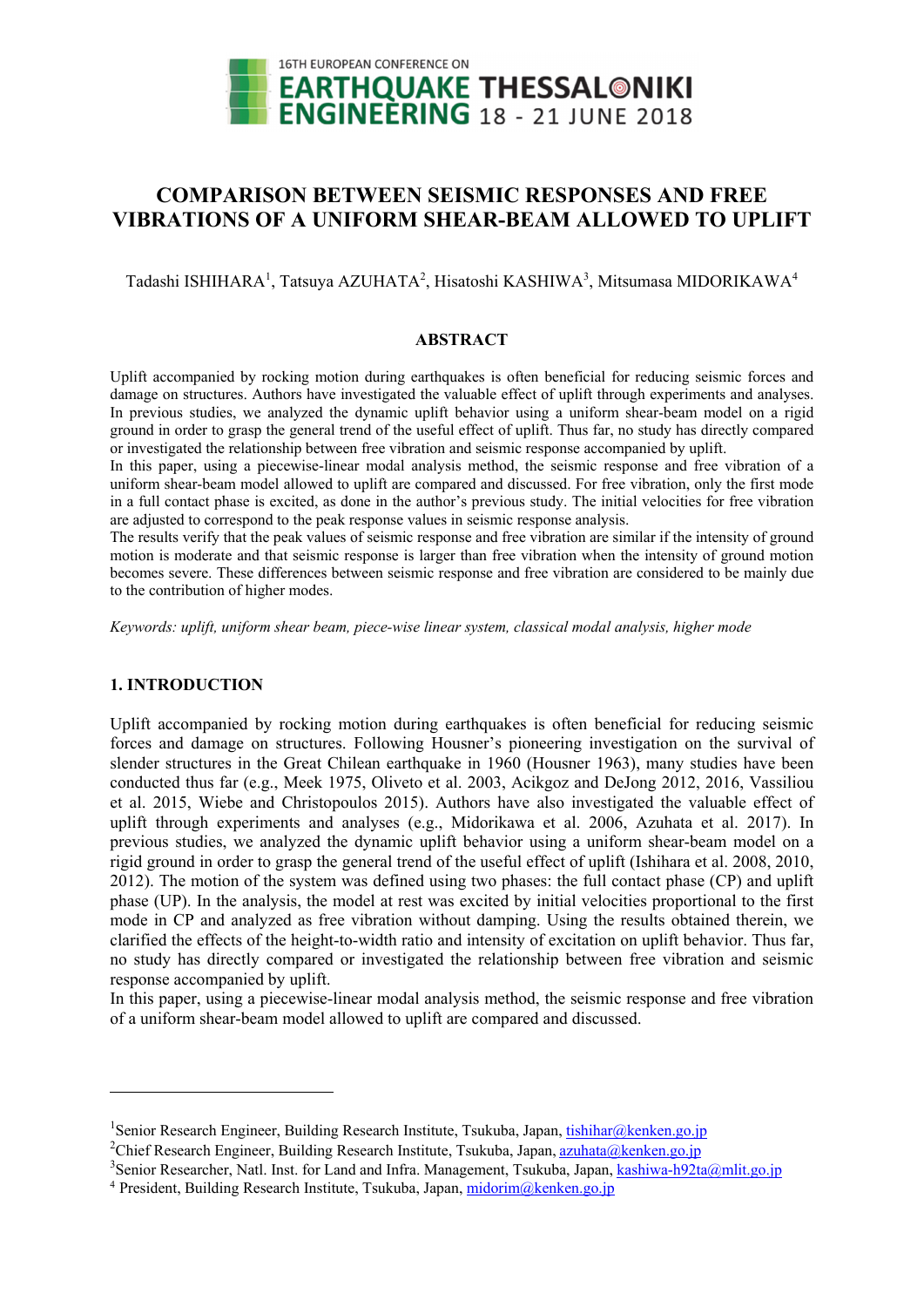# COMPARISON BETWEEN SEISMIC RESPONSES AND FREE VIBRATIONS OF A UNIFORM SHEAR-BEAM ALLOWED TO UPLIFT

Tadashi ISHIHARA[1], Tatsuya AZUHATA[2], Hisatoshi KASHIWA[3], Mitsumasa MIDORIKAWA[4]

## ABSTRACT

Uplift accompanied by rocking motion during earthquakes is often beneficial for reducing seismic forces and damage on structures. Authors have investigated the valuable effect of uplift through experiments and analyses. In previous studies, we analyzed the dynamic uplift behavior using a uniform shear-beam model on a rigid ground in order to grasp the general trend of the useful effect of uplift. Thus far, no study has directly compared or investigated the relationship between free vibration and seismic response accompanied by uplift.
In this paper, using a piecewise-linear modal analysis method, the seismic response and free vibration of a uniform shear-beam model allowed to uplift are compared and discussed. For free vibration, only the first mode in a full contact phase is excited, as done in the author's previous study. The initial velocities for free vibration are adjusted to correspond to the peak response values in seismic response analysis.
The results verify that the peak values of seismic response and free vibration are similar if the intensity of ground motion is moderate and that seismic response is larger than free vibration when the intensity of ground motion becomes severe. These differences between seismic response and free vibration are considered to be mainly due to the contribution of higher modes.

*Keywords: uplift, uniform shear beam, piece-wise linear system, classical modal analysis, higher mode*

## 1. INTRODUCTION

Uplift accompanied by rocking motion during earthquakes is often beneficial for reducing seismic forces and damage on structures. Following Housner's pioneering investigation on the survival of slender structures in the Great Chilean earthquake in 1960 (Housner 1963), many studies have been conducted thus far (e.g., Meek 1975, Oliveto et al. 2003, Acikgoz and DeJong 2012, 2016, Vassiliou et al. 2015, Wiebe and Christopoulos 2015). Authors have also investigated the valuable effect of uplift through experiments and analyses (e.g., Midorikawa et al. 2006, Azuhata et al. 2017). In previous studies, we analyzed the dynamic uplift behavior using a uniform shear-beam model on a rigid ground in order to grasp the general trend of the useful effect of uplift (Ishihara et al. 2008, 2010, 2012). The motion of the system was defined using two phases: the full contact phase (CP) and uplift phase (UP). In the analysis, the model at rest was excited by initial velocities proportional to the first mode in CP and analyzed as free vibration without damping. Using the results obtained therein, we clarified the effects of the height-to-width ratio and intensity of excitation on uplift behavior. Thus far, no study has directly compared or investigated the relationship between free vibration and seismic response accompanied by uplift.
In this paper, using a piecewise-linear modal analysis method, the seismic response and free vibration of a uniform shear-beam model allowed to uplift are compared and discussed.

---

[1]Senior Research Engineer, Building Research Institute, Tsukuba, Japan, tishihar@kenken.go.jp
[2]Chief Research Engineer, Building Research Institute, Tsukuba, Japan, azuhata@kenken.go.jp
[3]Senior Researcher, Natl. Inst. for Land and Infra. Management, Tsukuba, Japan, kashiwa-h92ta@mlit.go.jp
[4] President, Building Research Institute, Tsukuba, Japan, midorim@kenken.go.jp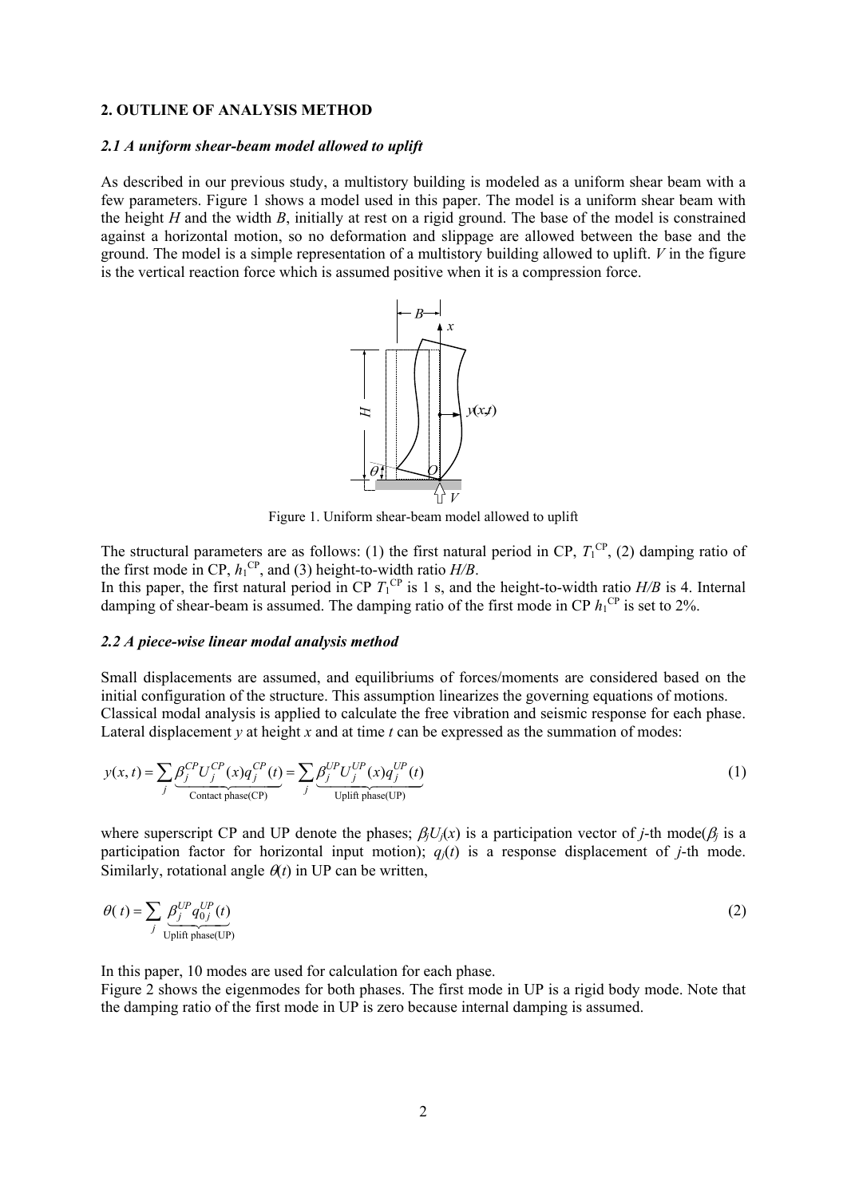## 2. OUTLINE OF ANALYSIS METHOD

### *2.1 A uniform shear-beam model allowed to uplift*

As described in our previous study, a multistory building is modeled as a uniform shear beam with a few parameters. Figure 1 shows a model used in this paper. The model is a uniform shear beam with the height $H$ and the width $B$, initially at rest on a rigid ground. The base of the model is constrained against a horizontal motion, so no deformation and slippage are allowed between the base and the ground. The model is a simple representation of a multistory building allowed to uplift. $V$ in the figure is the vertical reaction force which is assumed positive when it is a compression force.

Figure 1. Uniform shear-beam model allowed to uplift

The structural parameters are as follows: (1) the first natural period in CP, $T_1^{CP}$, (2) damping ratio of the first mode in CP, $h_1^{CP}$, and (3) height-to-width ratio $H/B$.

In this paper, the first natural period in CP $T_1^{CP}$ is 1 s, and the height-to-width ratio $H/B$ is 4. Internal damping of shear-beam is assumed. The damping ratio of the first mode in CP $h_1^{CP}$ is set to 2%.

### *2.2 A piece-wise linear modal analysis method*

Small displacements are assumed, and equilibriums of forces/moments are considered based on the initial configuration of the structure. This assumption linearizes the governing equations of motions. Classical modal analysis is applied to calculate the free vibration and seismic response for each phase. Lateral displacement $y$ at height $x$ and at time $t$ can be expressed as the summation of modes:

$$y(x,t) = \sum_j \underbrace{\beta_j^{CP} U_j^{CP}(x) q_j^{CP}(t)}_{\text{Contact phase(CP)}} = \sum_j \underbrace{\beta_j^{UP} U_j^{UP}(x) q_j^{UP}(t)}_{\text{Uplift phase(UP)}} \tag{1}$$

where superscript CP and UP denote the phases; $\beta_j U_j(x)$ is a participation vector of $j$-th mode($\beta_j$ is a participation factor for horizontal input motion); $q_j(t)$ is a response displacement of $j$-th mode. Similarly, rotational angle $\theta(t)$ in UP can be written,

$$\theta(t) = \sum_j \underbrace{\beta_j^{UP} q_{0j}^{UP}(t)}_{\text{Uplift phase(UP)}} \tag{2}$$

In this paper, 10 modes are used for calculation for each phase.

Figure 2 shows the eigenmodes for both phases. The first mode in UP is a rigid body mode. Note that the damping ratio of the first mode in UP is zero because internal damping is assumed.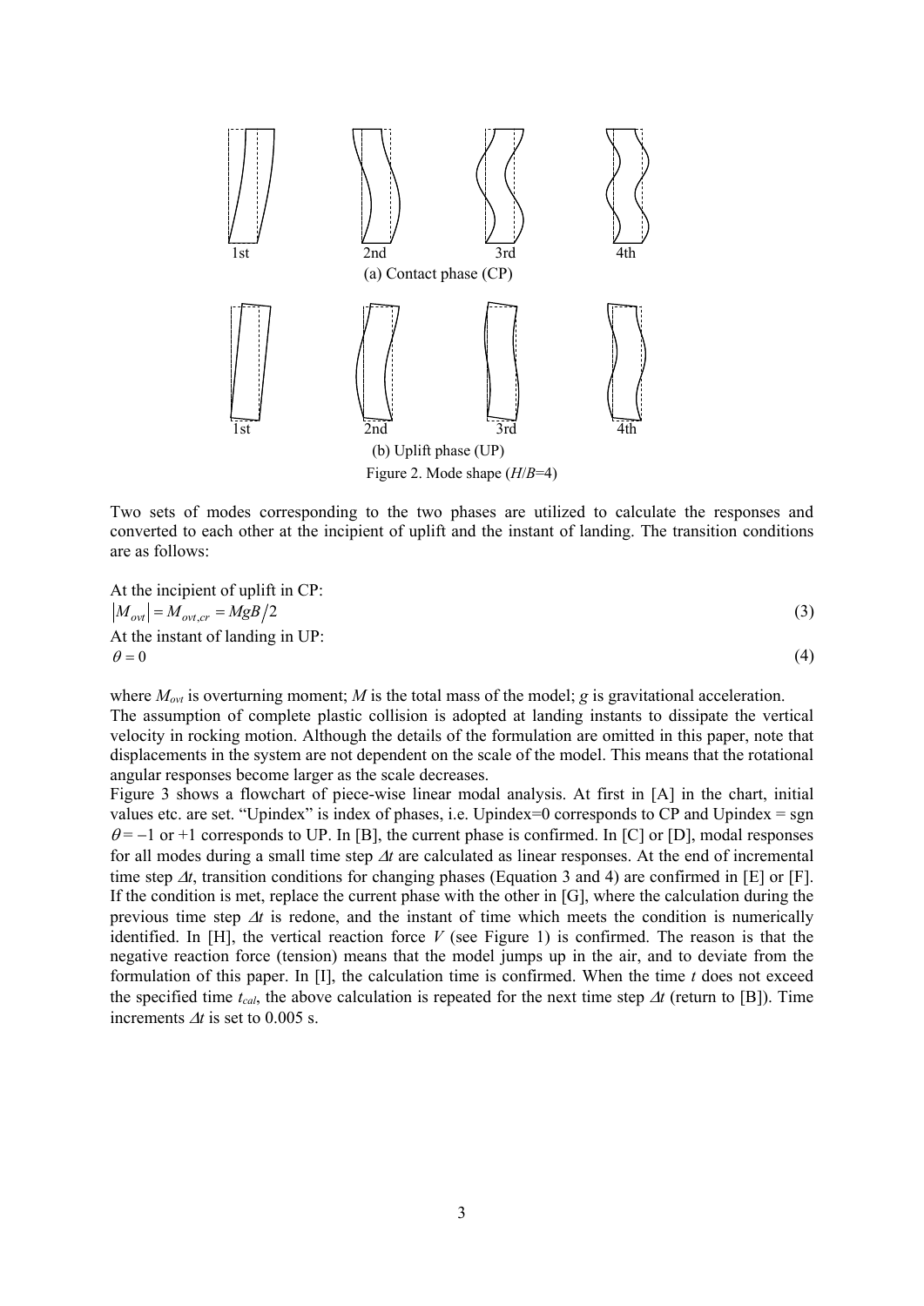1st 2nd 3rd 4th

(a) Contact phase (CP)

1st 2nd 3rd 4th

(b) Uplift phase (UP)

Figure 2. Mode shape ($H/B$=4)

Two sets of modes corresponding to the two phases are utilized to calculate the responses and converted to each other at the incipient of uplift and the instant of landing. The transition conditions are as follows:

At the incipient of uplift in CP:

$$\left|M_{ovt}\right| = M_{ovt,cr} = MgB/2 \tag{3}$$

At the instant of landing in UP:

$$\theta = 0 \tag{4}$$

where $M_{ovt}$ is overturning moment; $M$ is the total mass of the model; $g$ is gravitational acceleration. The assumption of complete plastic collision is adopted at landing instants to dissipate the vertical velocity in rocking motion. Although the details of the formulation are omitted in this paper, note that displacements in the system are not dependent on the scale of the model. This means that the rotational angular responses become larger as the scale decreases.

Figure 3 shows a flowchart of piece-wise linear modal analysis. At first in [A] in the chart, initial values etc. are set. "Upindex" is index of phases, i.e. Upindex=0 corresponds to CP and Upindex = sgn $\theta = -1$ or +1 corresponds to UP. In [B], the current phase is confirmed. In [C] or [D], modal responses for all modes during a small time step $\Delta t$ are calculated as linear responses. At the end of incremental time step $\Delta t$, transition conditions for changing phases (Equation 3 and 4) are confirmed in [E] or [F]. If the condition is met, replace the current phase with the other in [G], where the calculation during the previous time step $\Delta t$ is redone, and the instant of time which meets the condition is numerically identified. In [H], the vertical reaction force $V$ (see Figure 1) is confirmed. The reason is that the negative reaction force (tension) means that the model jumps up in the air, and to deviate from the formulation of this paper. In [I], the calculation time is confirmed. When the time $t$ does not exceed the specified time $t_{cal}$, the above calculation is repeated for the next time step $\Delta t$ (return to [B]). Time increments $\Delta t$ is set to 0.005 s.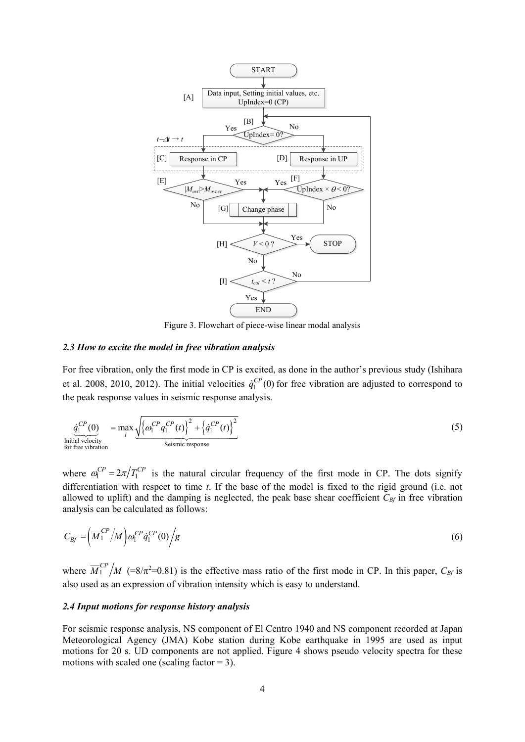Figure 3. Flowchart of piece-wise linear modal analysis

### *2.3 How to excite the model in free vibration analysis*

For free vibration, only the first mode in CP is excited, as done in the author's previous study (Ishihara et al. 2008, 2010, 2012). The initial velocities $\dot{q}_1^{CP}(0)$ for free vibration are adjusted to correspond to the peak response values in seismic response analysis.

$$\underbrace{\dot{q}_1^{CP}(0)}_{\substack{\text{Initial velocity} \\ \text{for free vibration}}} = \max_t \underbrace{\sqrt{\left\{\omega_1^{CP} q_1^{CP}(t)\right\}^2 + \left\{\dot{q}_1^{CP}(t)\right\}^2}}_{\text{Seismic response}} \tag{5}$$

where $\omega_1^{CP} = 2\pi / T_1^{CP}$ is the natural circular frequency of the first mode in CP. The dots signify differentiation with respect to time $t$. If the base of the model is fixed to the rigid ground (i.e. not allowed to uplift) and the damping is neglected, the peak base shear coefficient $C_{Bf}$ in free vibration analysis can be calculated as follows:

$$C_{Bf} = \left(\overline{M}_1^{CP} / M\right) \omega_1^{CP} \dot{q}_1^{CP}(0) / g \tag{6}$$

where $\overline{M}_1^{CP} / M$ (=$8/\pi^2$=0.81) is the effective mass ratio of the first mode in CP. In this paper, $C_{Bf}$ is also used as an expression of vibration intensity which is easy to understand.

### *2.4 Input motions for response history analysis*

For seismic response analysis, NS component of El Centro 1940 and NS component recorded at Japan Meteorological Agency (JMA) Kobe station during Kobe earthquake in 1995 are used as input motions for 20 s. UD components are not applied. Figure 4 shows pseudo velocity spectra for these motions with scaled one (scaling factor = 3).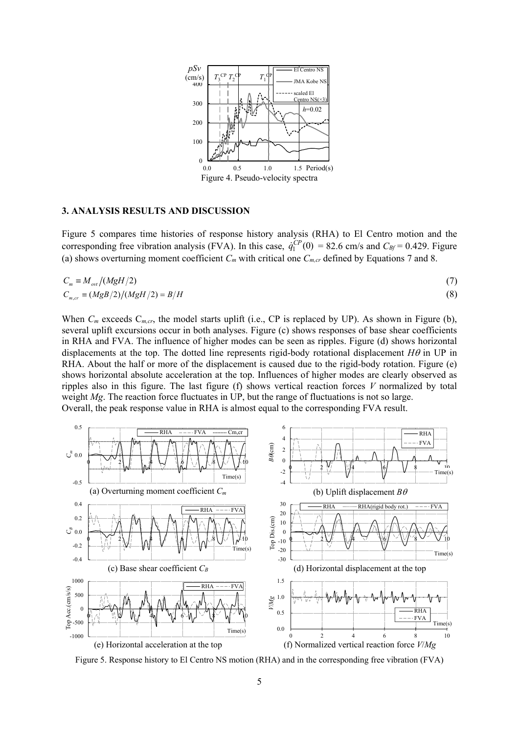Figure 4. Pseudo-velocity spectra

## 3. ANALYSIS RESULTS AND DISCUSSION

Figure 5 compares time histories of response history analysis (RHA) to El Centro motion and the corresponding free vibration analysis (FVA). In this case, $\dot{q}_1^{CP}(0)$ = 82.6 cm/s and $C_{Bf}$ = 0.429. Figure (a) shows overturning moment coefficient $C_m$ with critical one $C_{m,cr}$ defined by Equations 7 and 8.

$$C_m \equiv M_{ovt}/(MgH/2) \tag{7}$$

$$C_{m,cr} \equiv (MgB/2)/(MgH/2) = B/H \tag{8}$$

When $C_m$ exceeds $C_{m,cr}$, the model starts uplift (i.e., CP is replaced by UP). As shown in Figure (b), several uplift excursions occur in both analyses. Figure (c) shows responses of base shear coefficients in RHA and FVA. The influence of higher modes can be seen as ripples. Figure (d) shows horizontal displacements at the top. The dotted line represents rigid-body rotational displacement $H\theta$ in UP in RHA. About the half or more of the displacement is caused due to the rigid-body rotation. Figure (e) shows horizontal absolute acceleration at the top. Influences of higher modes are clearly observed as ripples also in this figure. The last figure (f) shows vertical reaction forces $V$ normalized by total weight $Mg$. The reaction force fluctuates in UP, but the range of fluctuations is not so large.
Overall, the peak response value in RHA is almost equal to the corresponding FVA result.

(a) Overturning moment coefficient $C_m$

(b) Uplift displacement $B\theta$

(c) Base shear coefficient $C_B$

(d) Horizontal displacement at the top

(e) Horizontal acceleration at the top

(f) Normalized vertical reaction force $V/Mg$

Figure 5. Response history to El Centro NS motion (RHA) and in the corresponding free vibration (FVA)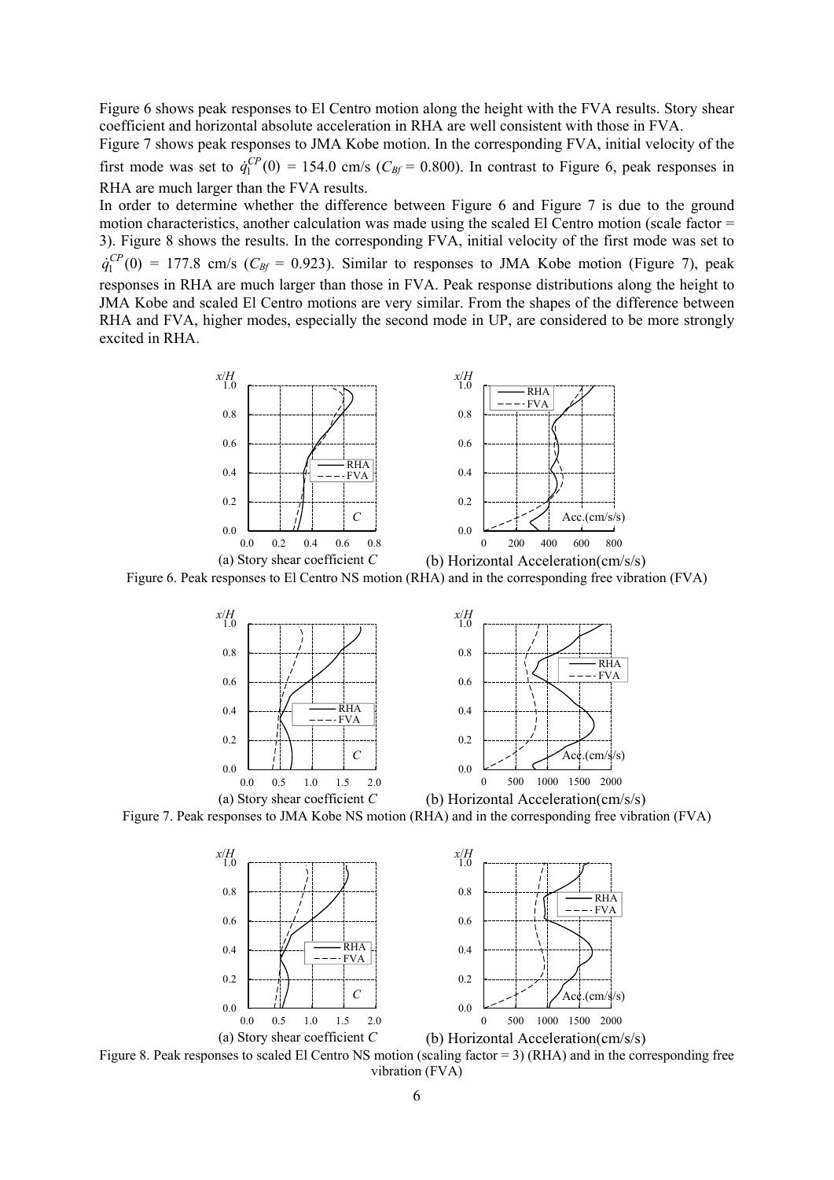Figure 6 shows peak responses to El Centro motion along the height with the FVA results. Story shear coefficient and horizontal absolute acceleration in RHA are well consistent with those in FVA.

Figure 7 shows peak responses to JMA Kobe motion. In the corresponding FVA, initial velocity of the first mode was set to $\dot{q}_1^{CP}(0)$ = 154.0 cm/s ($C_{Bf}$ = 0.800). In contrast to Figure 6, peak responses in RHA are much larger than the FVA results.

In order to determine whether the difference between Figure 6 and Figure 7 is due to the ground motion characteristics, another calculation was made using the scaled El Centro motion (scale factor = 3). Figure 8 shows the results. In the corresponding FVA, initial velocity of the first mode was set to $\dot{q}_1^{CP}(0)$ = 177.8 cm/s ($C_{Bf}$ = 0.923). Similar to responses to JMA Kobe motion (Figure 7), peak responses in RHA are much larger than those in FVA. Peak response distributions along the height to JMA Kobe and scaled El Centro motions are very similar. From the shapes of the difference between RHA and FVA, higher modes, especially the second mode in UP, are considered to be more strongly excited in RHA.

(a) Story shear coefficient $C$ (b) Horizontal Acceleration(cm/s/s)

Figure 6. Peak responses to El Centro NS motion (RHA) and in the corresponding free vibration (FVA)

(a) Story shear coefficient $C$ (b) Horizontal Acceleration(cm/s/s)

Figure 7. Peak responses to JMA Kobe NS motion (RHA) and in the corresponding free vibration (FVA)

(a) Story shear coefficient $C$ (b) Horizontal Acceleration(cm/s/s)

Figure 8. Peak responses to scaled El Centro NS motion (scaling factor = 3) (RHA) and in the corresponding free vibration (FVA)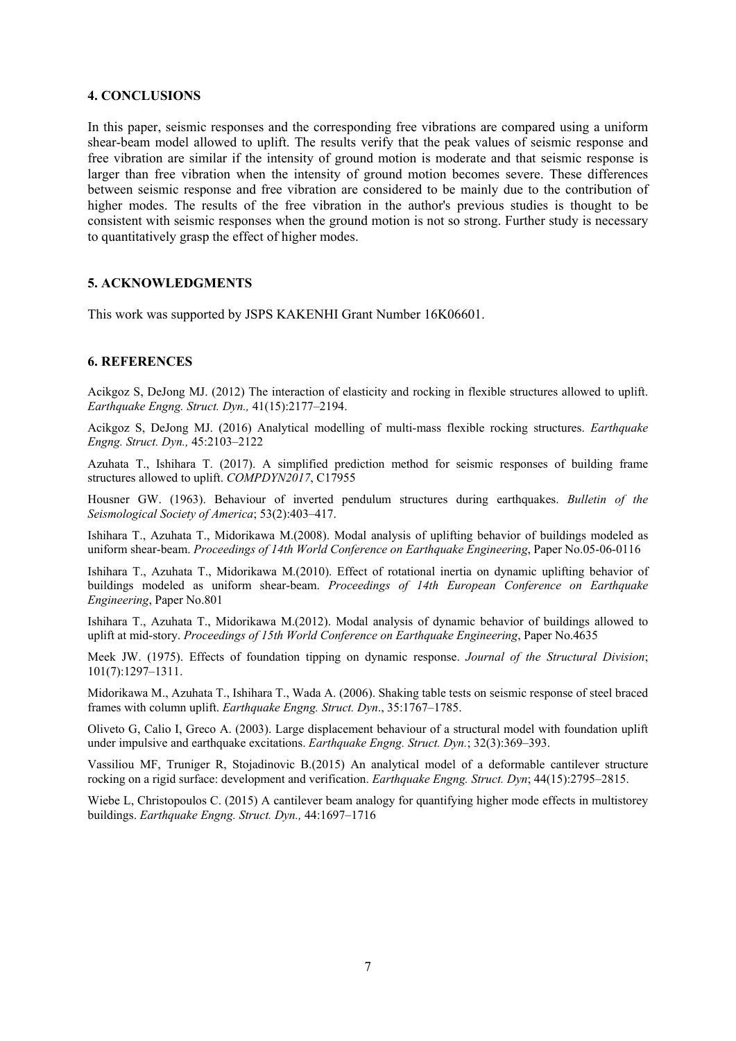## 4. CONCLUSIONS

In this paper, seismic responses and the corresponding free vibrations are compared using a uniform shear-beam model allowed to uplift. The results verify that the peak values of seismic response and free vibration are similar if the intensity of ground motion is moderate and that seismic response is larger than free vibration when the intensity of ground motion becomes severe. These differences between seismic response and free vibration are considered to be mainly due to the contribution of higher modes. The results of the free vibration in the author's previous studies is thought to be consistent with seismic responses when the ground motion is not so strong. Further study is necessary to quantitatively grasp the effect of higher modes.

## 5. ACKNOWLEDGMENTS

This work was supported by JSPS KAKENHI Grant Number 16K06601.

## 6. REFERENCES

Acikgoz S, DeJong MJ. (2012) The interaction of elasticity and rocking in flexible structures allowed to uplift. *Earthquake Engng. Struct. Dyn.,* 41(15):2177–2194.

Acikgoz S, DeJong MJ. (2016) Analytical modelling of multi-mass flexible rocking structures. *Earthquake Engng. Struct. Dyn.,* 45:2103–2122

Azuhata T., Ishihara T. (2017). A simplified prediction method for seismic responses of building frame structures allowed to uplift. *COMPDYN2017*, C17955

Housner GW. (1963). Behaviour of inverted pendulum structures during earthquakes. *Bulletin of the Seismological Society of America*; 53(2):403–417.

Ishihara T., Azuhata T., Midorikawa M.(2008). Modal analysis of uplifting behavior of buildings modeled as uniform shear-beam. *Proceedings of 14th World Conference on Earthquake Engineering*, Paper No.05-06-0116

Ishihara T., Azuhata T., Midorikawa M.(2010). Effect of rotational inertia on dynamic uplifting behavior of buildings modeled as uniform shear-beam. *Proceedings of 14th European Conference on Earthquake Engineering*, Paper No.801

Ishihara T., Azuhata T., Midorikawa M.(2012). Modal analysis of dynamic behavior of buildings allowed to uplift at mid-story. *Proceedings of 15th World Conference on Earthquake Engineering*, Paper No.4635

Meek JW. (1975). Effects of foundation tipping on dynamic response. *Journal of the Structural Division*; 101(7):1297–1311.

Midorikawa M., Azuhata T., Ishihara T., Wada A. (2006). Shaking table tests on seismic response of steel braced frames with column uplift. *Earthquake Engng. Struct. Dyn*., 35:1767–1785.

Oliveto G, Calio I, Greco A. (2003). Large displacement behaviour of a structural model with foundation uplift under impulsive and earthquake excitations. *Earthquake Engng. Struct. Dyn.*; 32(3):369–393.

Vassiliou MF, Truniger R, Stojadinovic B.(2015) An analytical model of a deformable cantilever structure rocking on a rigid surface: development and verification. *Earthquake Engng. Struct. Dyn*; 44(15):2795–2815.

Wiebe L, Christopoulos C. (2015) A cantilever beam analogy for quantifying higher mode effects in multistorey buildings. *Earthquake Engng. Struct. Dyn.,* 44:1697–1716